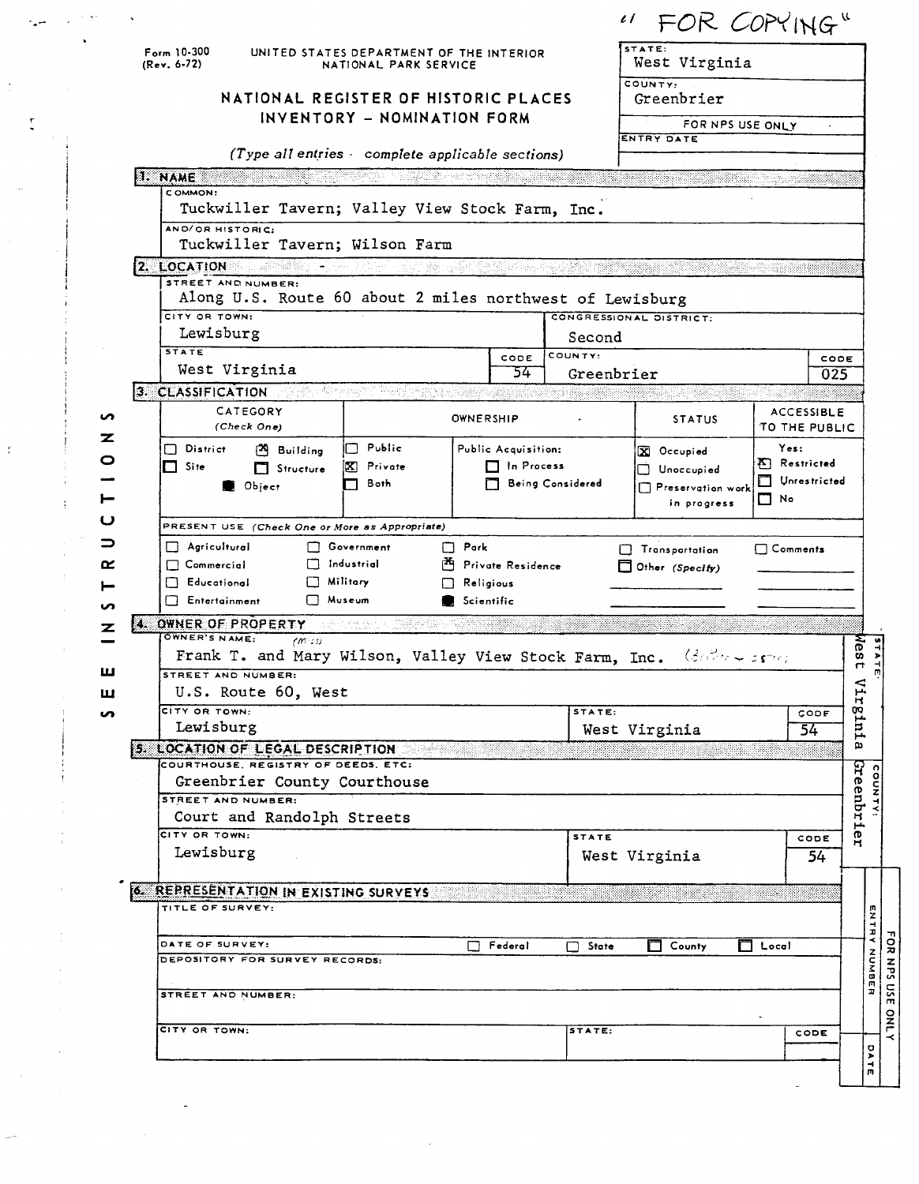"FOR COPYING"

Form 10-300 (Rev. 6-72)

UNITED STATES DEPARTMENT OF THE INTERIOR
NATIONAL PARK SERVICE

# NATIONAL REGISTER OF HISTORIC PLACES INVENTORY - NOMINATION FORM

*(Type all entries - complete applicable sections)*

| STATE: | West Virginia |
|---|---|
| COUNTY: | Greenbrier |
| FOR NPS USE ONLY | |
| ENTRY DATE | |

## 1. NAME

COMMON:
Tuckwiller Tavern; Valley View Stock Farm, Inc.

AND/OR HISTORIC:
Tuckwiller Tavern; Wilson Farm

## 2. LOCATION

STREET AND NUMBER:
Along U.S. Route 60 about 2 miles northwest of Lewisburg

CITY OR TOWN: Lewisburg
CONGRESSIONAL DISTRICT: Second

STATE: West Virginia — CODE: 54
COUNTY: Greenbrier — CODE: 025

## 3. CLASSIFICATION

| CATEGORY (Check One) | OWNERSHIP | | STATUS | ACCESSIBLE TO THE PUBLIC |
|---|---|---|---|---|
| ☐ District ☒ Building | ☐ Public | Public Acquisition: | ☒ Occupied | Yes: |
| ☐ Site ☐ Structure | ☒ Private | ☐ In Process | ☐ Unoccupied | ☒ Restricted |
| ☐ Object | ☐ Both | ☐ Being Considered | ☐ Preservation work in progress | ☐ Unrestricted |
| | | | | ☐ No |

PRESENT USE *(Check One or More as Appropriate)*

| | | | | |
|---|---|---|---|---|
| ☐ Agricultural | ☐ Government | ☐ Park | ☐ Transportation | ☐ Comments |
| ☐ Commercial | ☐ Industrial | ☒ Private Residence | ☐ Other (Specify) | |
| ☐ Educational | ☐ Military | ☐ Religious | | |
| ☐ Entertainment | ☐ Museum | ☐ Scientific | | |

SEE INSTRUCTIONS

## 4. OWNER OF PROPERTY

OWNER'S NAME:
Frank T. and Mary Wilson, Valley View Stock Farm, Inc.

STREET AND NUMBER:
U.S. Route 60, West

CITY OR TOWN: Lewisburg
STATE: West Virginia — CODE: 54

STATE: West Virginia
COUNTY: Greenbrier

## 5. LOCATION OF LEGAL DESCRIPTION

COURTHOUSE, REGISTRY OF DEEDS, ETC:
Greenbrier County Courthouse

STREET AND NUMBER:
Court and Randolph Streets

CITY OR TOWN: Lewisburg
STATE: West Virginia — CODE: 54

## 6. REPRESENTATION IN EXISTING SURVEYS

TITLE OF SURVEY:

DATE OF SURVEY: ☐ Federal ☐ State ☐ County ☐ Local

DEPOSITORY FOR SURVEY RECORDS:

STREET AND NUMBER:

CITY OR TOWN: STATE: CODE:

FOR NPS USE ONLY — ENTRY NUMBER — DATE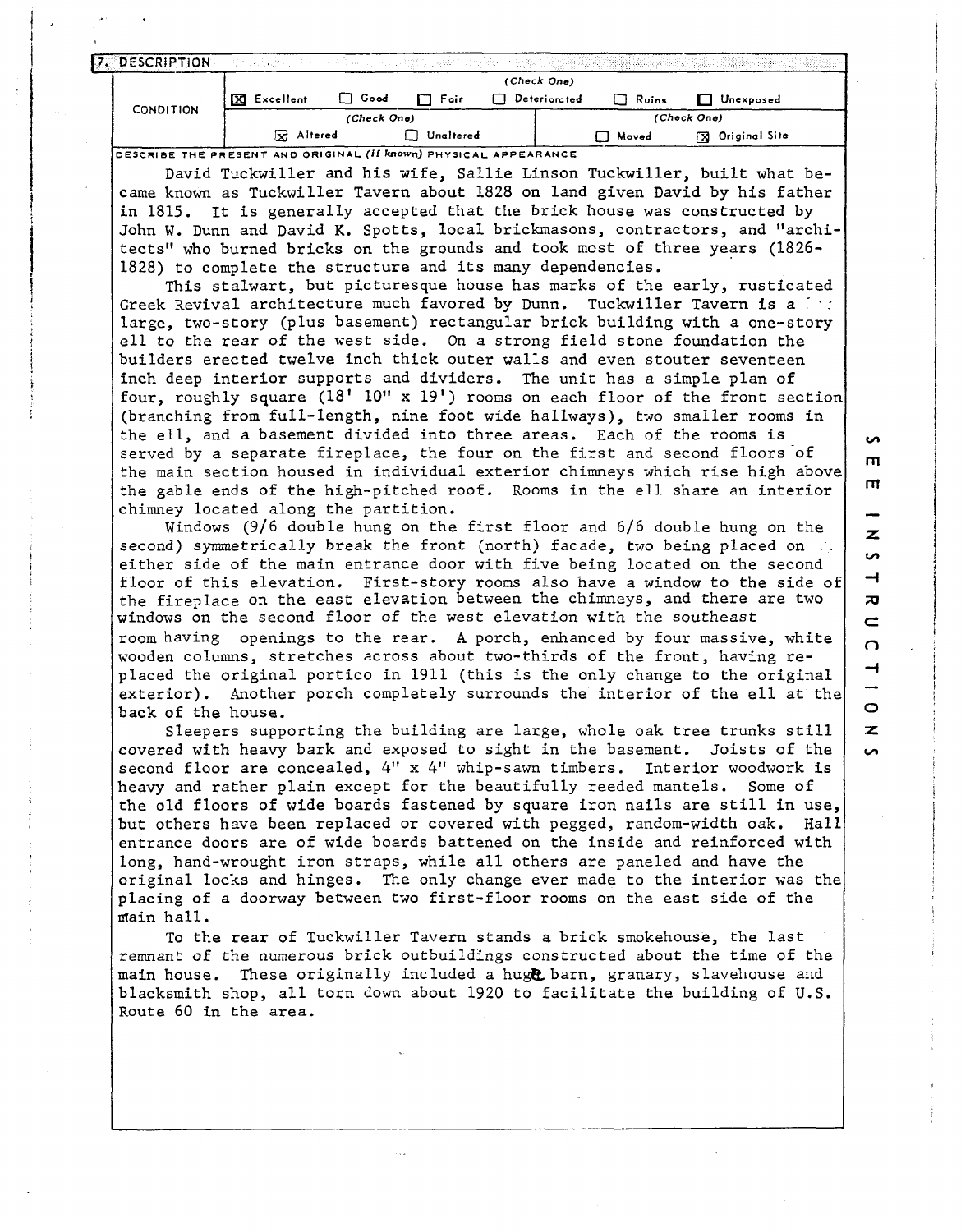## 7. DESCRIPTION

| CONDITION | (Check One) | | | | | |
|---|---|---|---|---|---|---|
| | [X] Excellent | [ ] Good | [ ] Fair | [ ] Deteriorated | [ ] Ruins | [ ] Unexposed |
| | (Check One) | | | (Check One) | | |
| | [X] Altered | [ ] Unaltered | | [ ] Moved | [X] Original Site | |

DESCRIBE THE PRESENT AND ORIGINAL *(if known)* PHYSICAL APPEARANCE

David Tuckwiller and his wife, Sallie Linson Tuckwiller, built what became known as Tuckwiller Tavern about 1828 on land given David by his father in 1815. It is generally accepted that the brick house was constructed by John W. Dunn and David K. Spotts, local brickmasons, contractors, and "architects" who burned bricks on the grounds and took most of three years (1826-1828) to complete the structure and its many dependencies.

This stalwart, but picturesque house has marks of the early, rusticated Greek Revival architecture much favored by Dunn. Tuckwiller Tavern is a large, two-story (plus basement) rectangular brick building with a one-story ell to the rear of the west side. On a strong field stone foundation the builders erected twelve inch thick outer walls and even stouter seventeen inch deep interior supports and dividers. The unit has a simple plan of four, roughly square (18' 10" x 19') rooms on each floor of the front section (branching from full-length, nine foot wide hallways), two smaller rooms in the ell, and a basement divided into three areas. Each of the rooms is served by a separate fireplace, the four on the first and second floors of the main section housed in individual exterior chimneys which rise high above the gable ends of the high-pitched roof. Rooms in the ell share an interior chimney located along the partition.

Windows (9/6 double hung on the first floor and 6/6 double hung on the second) symmetrically break the front (north) facade, two being placed on either side of the main entrance door with five being located on the second floor of this elevation. First-story rooms also have a window to the side of the fireplace on the east elevation between the chimneys, and there are two windows on the second floor of the west elevation with the southeast room having openings to the rear. A porch, enhanced by four massive, white wooden columns, stretches across about two-thirds of the front, having replaced the original portico in 1911 (this is the only change to the original exterior). Another porch completely surrounds the interior of the ell at the back of the house.

Sleepers supporting the building are large, whole oak tree trunks still covered with heavy bark and exposed to sight in the basement. Joists of the second floor are concealed, 4" x 4" whip-sawn timbers. Interior woodwork is heavy and rather plain except for the beautifully reeded mantels. Some of the old floors of wide boards fastened by square iron nails are still in use, but others have been replaced or covered with pegged, random-width oak. Hall entrance doors are of wide boards battened on the inside and reinforced with long, hand-wrought iron straps, while all others are paneled and have the original locks and hinges. The only change ever made to the interior was the placing of a doorway between two first-floor rooms on the east side of the main hall.

To the rear of Tuckwiller Tavern stands a brick smokehouse, the last remnant of the numerous brick outbuildings constructed about the time of the main house. These originally included a huge barn, granary, slavehouse and blacksmith shop, all torn down about 1920 to facilitate the building of U.S. Route 60 in the area.

SEE INSTRUCTIONS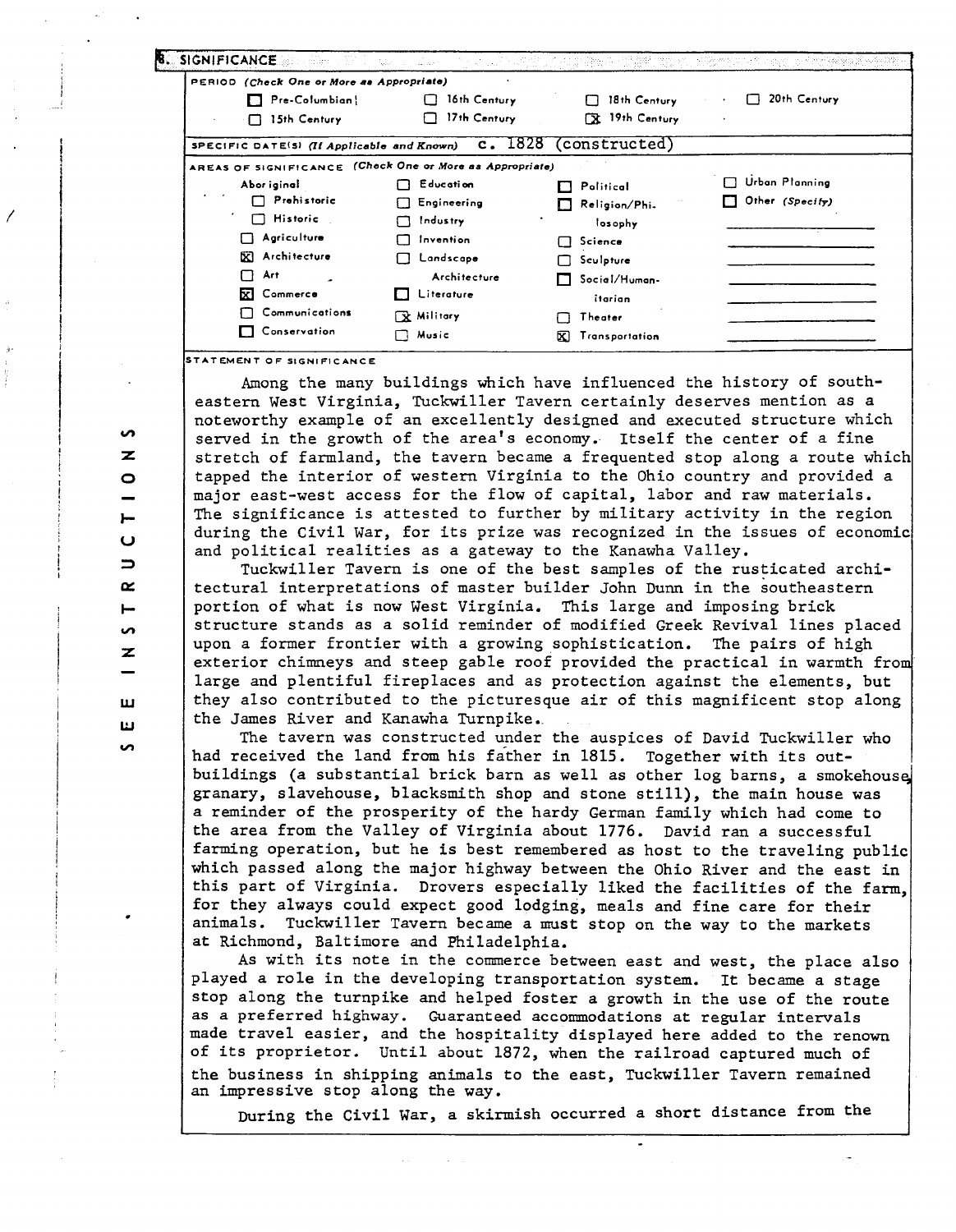## 8. SIGNIFICANCE

**PERIOD** *(Check One or More as Appropriate)*

| | | | |
|---|---|---|---|
| ☐ Pre-Columbian | ☐ 16th Century | ☐ 18th Century | ☐ 20th Century |
| ☐ 15th Century | ☐ 17th Century | ☒ 19th Century | |

**SPECIFIC DATE(S)** *(If Applicable and Known)* c. 1828 (constructed)

**AREAS OF SIGNIFICANCE** *(Check One or More as Appropriate)*

| | | | |
|---|---|---|---|
| Aboriginal | ☐ Education | ☐ Political | ☐ Urban Planning |
| ☐ Prehistoric | ☐ Engineering | ☐ Religion/Philosophy | ☐ Other *(Specify)* |
| ☐ Historic | ☐ Industry | ☐ Science | |
| ☐ Agriculture | ☐ Invention | ☐ Sculpture | |
| ☒ Architecture | ☐ Landscape Architecture | ☐ Social/Humanitarian | |
| ☐ Art | ☐ Literature | ☐ Theater | |
| ☒ Commerce | ☒ Military | ☒ Transportation | |
| ☐ Communications | ☐ Music | | |
| ☐ Conservation | | | |

**STATEMENT OF SIGNIFICANCE**

Among the many buildings which have influenced the history of southeastern West Virginia, Tuckwiller Tavern certainly deserves mention as a noteworthy example of an excellently designed and executed structure which served in the growth of the area's economy. Itself the center of a fine stretch of farmland, the tavern became a frequented stop along a route which tapped the interior of western Virginia to the Ohio country and provided a major east-west access for the flow of capital, labor and raw materials. The significance is attested to further by military activity in the region during the Civil War, for its prize was recognized in the issues of economic and political realities as a gateway to the Kanawha Valley.

Tuckwiller Tavern is one of the best samples of the rusticated architectural interpretations of master builder John Dunn in the southeastern portion of what is now West Virginia. This large and imposing brick structure stands as a solid reminder of modified Greek Revival lines placed upon a former frontier with a growing sophistication. The pairs of high exterior chimneys and steep gable roof provided the practical in warmth from large and plentiful fireplaces and as protection against the elements, but they also contributed to the picturesque air of this magnificent stop along the James River and Kanawha Turnpike.

The tavern was constructed under the auspices of David Tuckwiller who had received the land from his father in 1815. Together with its outbuildings (a substantial brick barn as well as other log barns, a smokehouse, granary, slavehouse, blacksmith shop and stone still), the main house was a reminder of the prosperity of the hardy German family which had come to the area from the Valley of Virginia about 1776. David ran a successful farming operation, but he is best remembered as host to the traveling public which passed along the major highway between the Ohio River and the east in this part of Virginia. Drovers especially liked the facilities of the farm, for they always could expect good lodging, meals and fine care for their animals. Tuckwiller Tavern became a must stop on the way to the markets at Richmond, Baltimore and Philadelphia.

As with its note in the commerce between east and west, the place also played a role in the developing transportation system. It became a stage stop along the turnpike and helped foster a growth in the use of the route as a preferred highway. Guaranteed accommodations at regular intervals made travel easier, and the hospitality displayed here added to the renown of its proprietor. Until about 1872, when the railroad captured much of the business in shipping animals to the east, Tuckwiller Tavern remained an impressive stop along the way.

During the Civil War, a skirmish occurred a short distance from the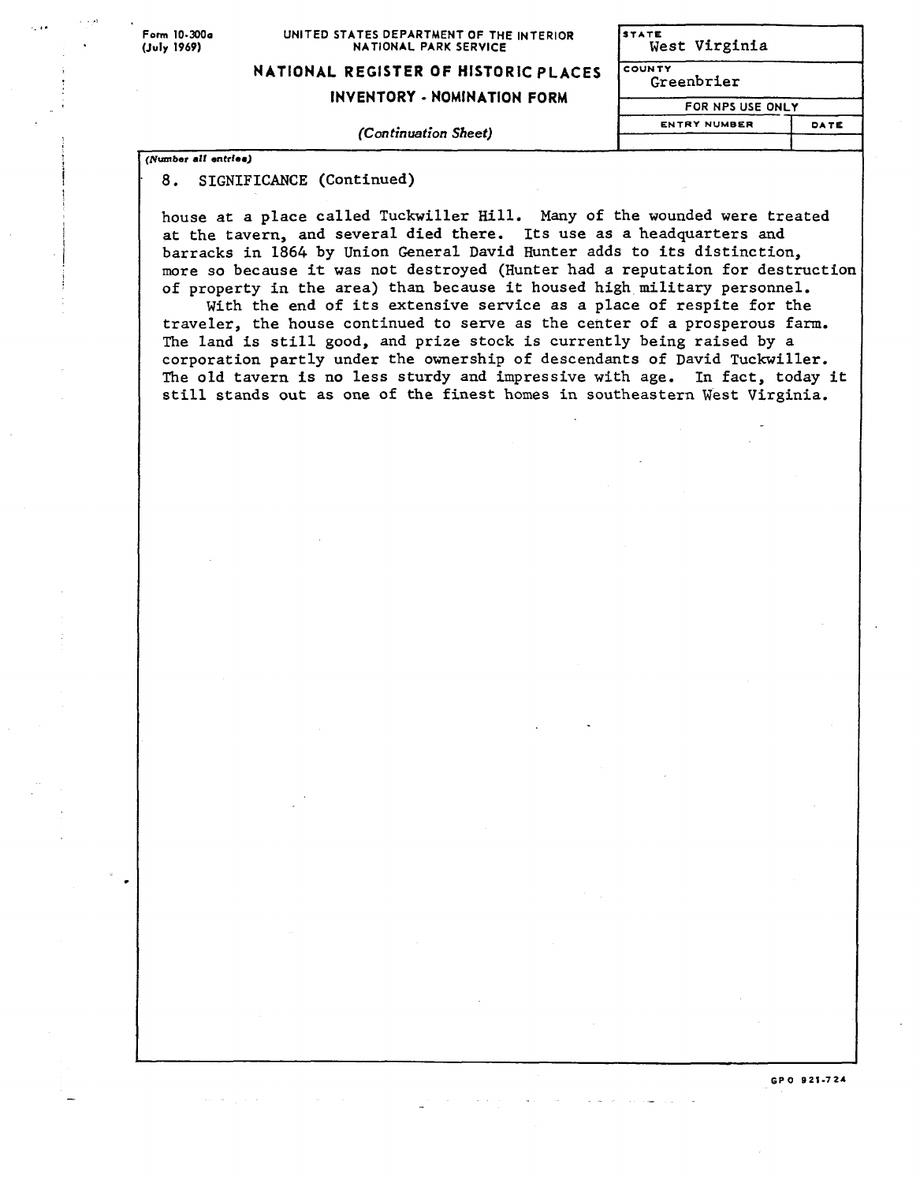Form 10-300a (July 1969)

UNITED STATES DEPARTMENT OF THE INTERIOR
NATIONAL PARK SERVICE

**NATIONAL REGISTER OF HISTORIC PLACES**
**INVENTORY - NOMINATION FORM**

*(Continuation Sheet)*

| STATE | |
|---|---|
| West Virginia | |
| COUNTY | |
| Greenbrier | |
| FOR NPS USE ONLY | |
| ENTRY NUMBER | DATE |
| | |

*(Number all entries)*

8. SIGNIFICANCE (Continued)

house at a place called Tuckwiller Hill. Many of the wounded were treated at the tavern, and several died there. Its use as a headquarters and barracks in 1864 by Union General David Hunter adds to its distinction, more so because it was not destroyed (Hunter had a reputation for destruction of property in the area) than because it housed high military personnel.

With the end of its extensive service as a place of respite for the traveler, the house continued to serve as the center of a prosperous farm. The land is still good, and prize stock is currently being raised by a corporation partly under the ownership of descendants of David Tuckwiller. The old tavern is no less sturdy and impressive with age. In fact, today it still stands out as one of the finest homes in southeastern West Virginia.

GPO 921-724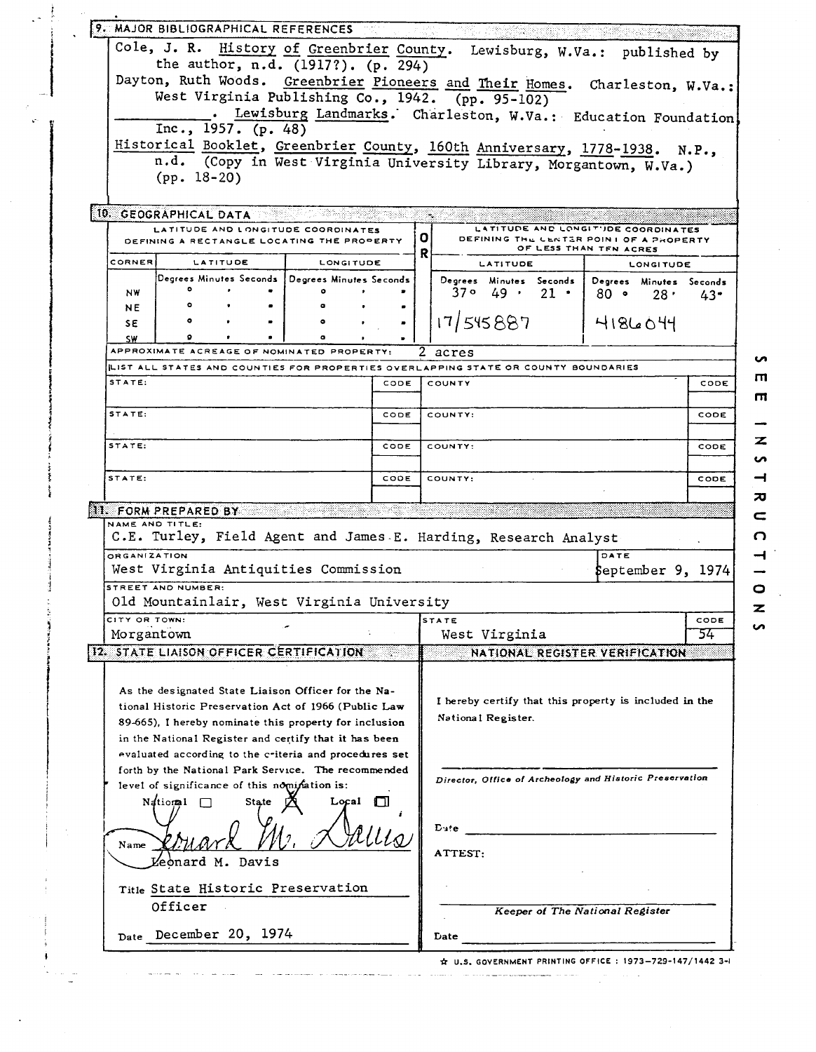## 9. MAJOR BIBLIOGRAPHICAL REFERENCES

Cole, J. R. History of Greenbrier County. Lewisburg, W.Va.: published by the author, n.d. (1917?). (p. 294)

Dayton, Ruth Woods. Greenbrier Pioneers and Their Homes. Charleston, W.Va.: West Virginia Publishing Co., 1942. (pp. 95-102)

__________. Lewisburg Landmarks. Charleston, W.Va.: Education Foundation, Inc., 1957. (p. 48)

Historical Booklet, Greenbrier County, 160th Anniversary, 1778-1938. N.P., n.d. (Copy in West Virginia University Library, Morgantown, W.Va.) (pp. 18-20)

## 10. GEOGRAPHICAL DATA

| LATITUDE AND LONGITUDE COORDINATES DEFINING A RECTANGLE LOCATING THE PROPERTY | | | OR | LATITUDE AND LONGITUDE COORDINATES DEFINING THE CENTER POINT OF A PROPERTY OF LESS THAN TEN ACRES | |
|---|---|---|---|---|---|
| CORNER | LATITUDE (Degrees Minutes Seconds) | LONGITUDE (Degrees Minutes Seconds) | | LATITUDE (Degrees Minutes Seconds) | LONGITUDE (Degrees Minutes Seconds) |
| NW | ° ' " | ° ' " | | 37° 49' 21" | 80° 28' 43" |
| NE | ° ' " | ° ' " | | 17/545887 | 4186044 |
| SE | ° ' " | ° ' " | | | |
| SW | ° ' " | ° ' " | | | |

APPROXIMATE ACREAGE OF NOMINATED PROPERTY: 2 acres

LIST ALL STATES AND COUNTIES FOR PROPERTIES OVERLAPPING STATE OR COUNTY BOUNDARIES

| STATE: | CODE | COUNTY: | CODE |
|---|---|---|---|
| STATE: | CODE | COUNTY: | CODE |
| STATE: | CODE | COUNTY: | CODE |
| STATE: | CODE | COUNTY: | CODE |

SEE INSTRUCTIONS

## 11. FORM PREPARED BY

NAME AND TITLE:
C.E. Turley, Field Agent and James E. Harding, Research Analyst

ORGANIZATION: West Virginia Antiquities Commission

DATE: September 9, 1974

STREET AND NUMBER: Old Mountainlair, West Virginia University

CITY OR TOWN: Morgantown

STATE: West Virginia

CODE: 54

## 12. STATE LIAISON OFFICER CERTIFICATION

As the designated State Liaison Officer for the National Historic Preservation Act of 1966 (Public Law 89-665), I hereby nominate this property for inclusion in the National Register and certify that it has been evaluated according to the criteria and procedures set forth by the National Park Service. The recommended level of significance of this nomination is:

National ☐ State ☒ Local ☐

Name: Leonard M. Davis

Title: State Historic Preservation Officer

Date: December 20, 1974

## NATIONAL REGISTER VERIFICATION

I hereby certify that this property is included in the National Register.

Director, Office of Archeology and Historic Preservation

Date

ATTEST:

Keeper of The National Register

Date

☆ U.S. GOVERNMENT PRINTING OFFICE : 1973-729-147/1442 3-I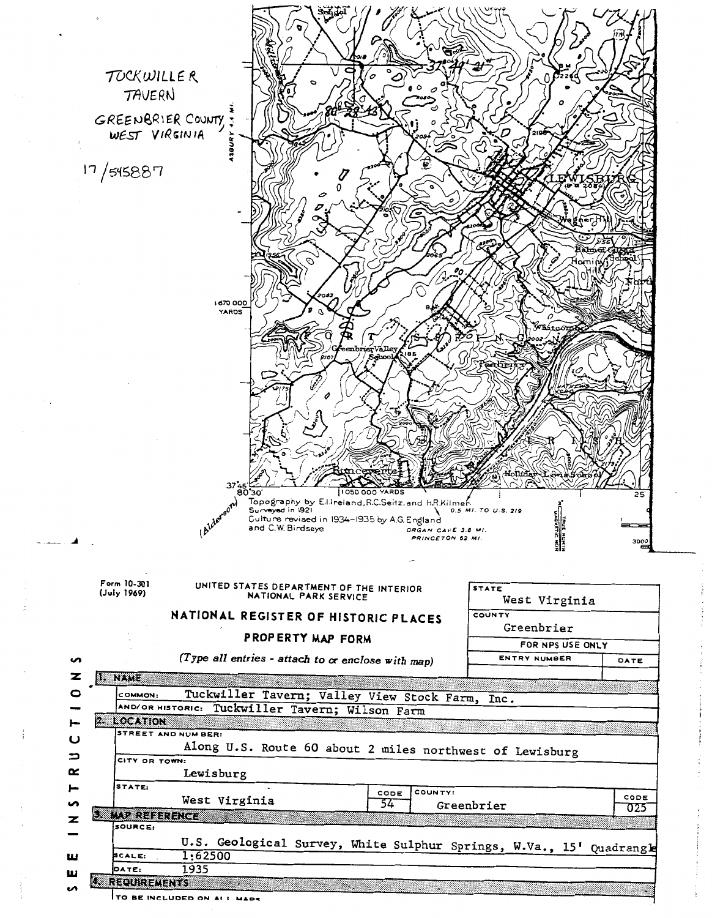TUCKWILLER TAVERN

GREENBRIER COUNTY, WEST VIRGINIA

17/545887

37°47'21"

80°28'13"

Topography by E.I.Ireland, R.C.Seitz, and H.R.Kilmer.
Surveyed in 1921
Culture revised in 1934–1935 by A.G.England and C.W.Birdseye

(Alderson)

Form 10-301
(July 1969)

UNITED STATES DEPARTMENT OF THE INTERIOR
NATIONAL PARK SERVICE

# NATIONAL REGISTER OF HISTORIC PLACES

## PROPERTY MAP FORM

*(Type all entries - attach to or enclose with map)*

| STATE | |
|---|---|
| West Virginia | |
| COUNTY | |
| Greenbrier | |
| FOR NPS USE ONLY | |
| ENTRY NUMBER | DATE |
| | |

SEE INSTRUCTIONS

**1. NAME**

COMMON: Tuckwiller Tavern; Valley View Stock Farm, Inc.

AND/OR HISTORIC: Tuckwiller Tavern; Wilson Farm

**2. LOCATION**

STREET AND NUMBER: Along U.S. Route 60 about 2 miles northwest of Lewisburg

CITY OR TOWN: Lewisburg

| STATE: | CODE | COUNTY: | CODE |
|---|---|---|---|
| West Virginia | 54 | Greenbrier | 025 |

**3. MAP REFERENCE**

SOURCE: U.S. Geological Survey, White Sulphur Springs, W.Va., 15' Quadrangle

SCALE: 1:62500

DATE: 1935

**4. REQUIREMENTS**

TO BE INCLUDED ON ALL MAPS